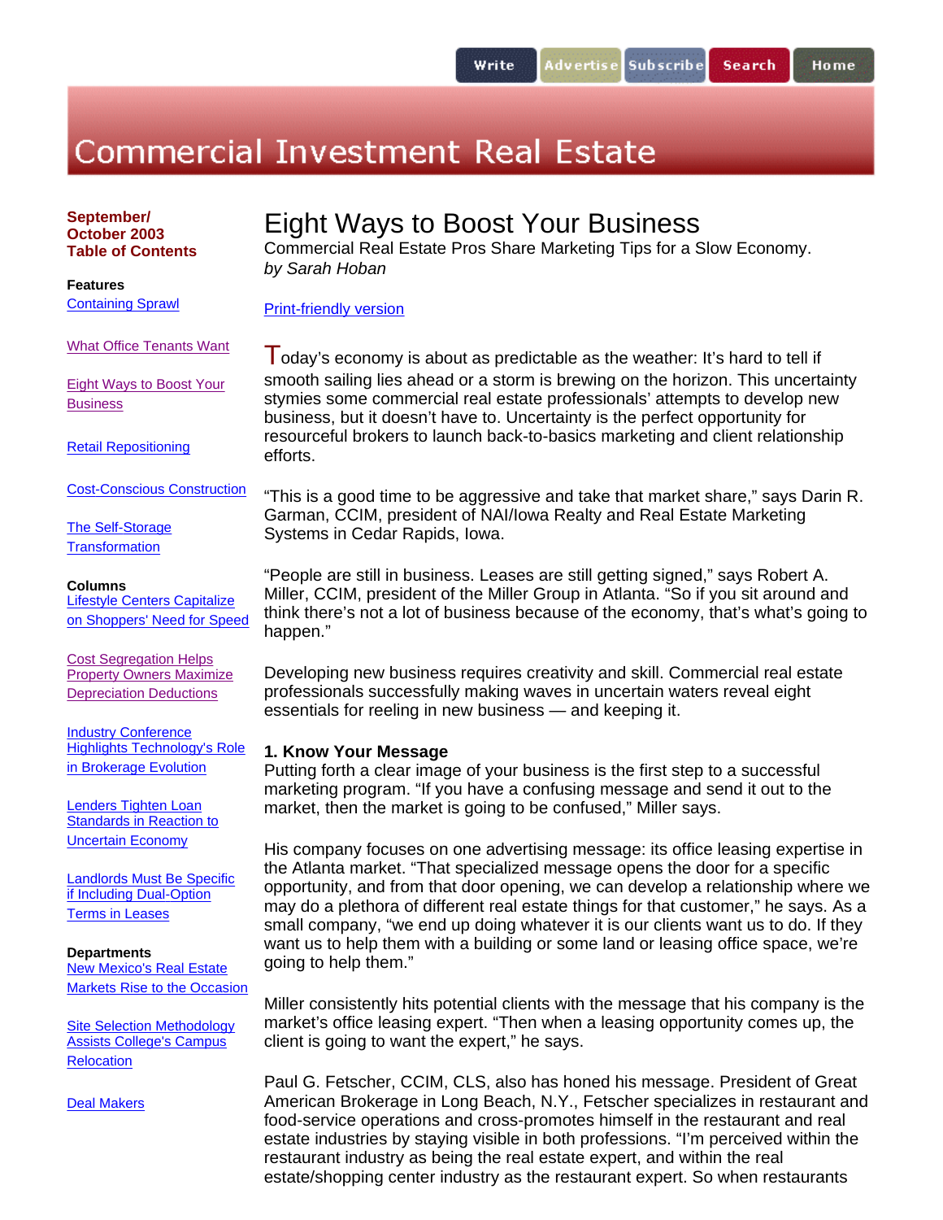Write | Advertise | Subscribe | Search | Home

# Commercial Investment Real Estate

**September/ October 2003 Table of Contents**

**Features**

Containing Sprawl

What Office Tenants Want

Eight Ways to Boost Your Business

Retail Repositioning

Cost-Conscious Construction

The Self-Storage Transformation

**Columns**

Lifestyle Centers Capitalize on Shoppers' Need for Speed

Cost Segregation Helps Property Owners Maximize Depreciation Deductions

Industry Conference Highlights Technology's Role in Brokerage Evolution

Lenders Tighten Loan Standards in Reaction to Uncertain Economy

Landlords Must Be Specific if Including Dual-Option Terms in Leases

**Departments**

New Mexico's Real Estate Markets Rise to the Occasion

Site Selection Methodology Assists College's Campus Relocation

Deal Makers

## Eight Ways to Boost Your Business

Commercial Real Estate Pros Share Marketing Tips for a Slow Economy.
*by Sarah Hoban*

Print-friendly version

Today's economy is about as predictable as the weather: It's hard to tell if smooth sailing lies ahead or a storm is brewing on the horizon. This uncertainty stymies some commercial real estate professionals' attempts to develop new business, but it doesn't have to. Uncertainty is the perfect opportunity for resourceful brokers to launch back-to-basics marketing and client relationship efforts.

"This is a good time to be aggressive and take that market share," says Darin R. Garman, CCIM, president of NAI/Iowa Realty and Real Estate Marketing Systems in Cedar Rapids, Iowa.

"People are still in business. Leases are still getting signed," says Robert A. Miller, CCIM, president of the Miller Group in Atlanta. "So if you sit around and think there's not a lot of business because of the economy, that's what's going to happen."

Developing new business requires creativity and skill. Commercial real estate professionals successfully making waves in uncertain waters reveal eight essentials for reeling in new business — and keeping it.

**1. Know Your Message**

Putting forth a clear image of your business is the first step to a successful marketing program. "If you have a confusing message and send it out to the market, then the market is going to be confused," Miller says.

His company focuses on one advertising message: its office leasing expertise in the Atlanta market. "That specialized message opens the door for a specific opportunity, and from that door opening, we can develop a relationship where we may do a plethora of different real estate things for that customer," he says. As a small company, "we end up doing whatever it is our clients want us to do. If they want us to help them with a building or some land or leasing office space, we're going to help them."

Miller consistently hits potential clients with the message that his company is the market's office leasing expert. "Then when a leasing opportunity comes up, the client is going to want the expert," he says.

Paul G. Fetscher, CCIM, CLS, also has honed his message. President of Great American Brokerage in Long Beach, N.Y., Fetscher specializes in restaurant and food-service operations and cross-promotes himself in the restaurant and real estate industries by staying visible in both professions. "I'm perceived within the restaurant industry as being the real estate expert, and within the real estate/shopping center industry as the restaurant expert. So when restaurants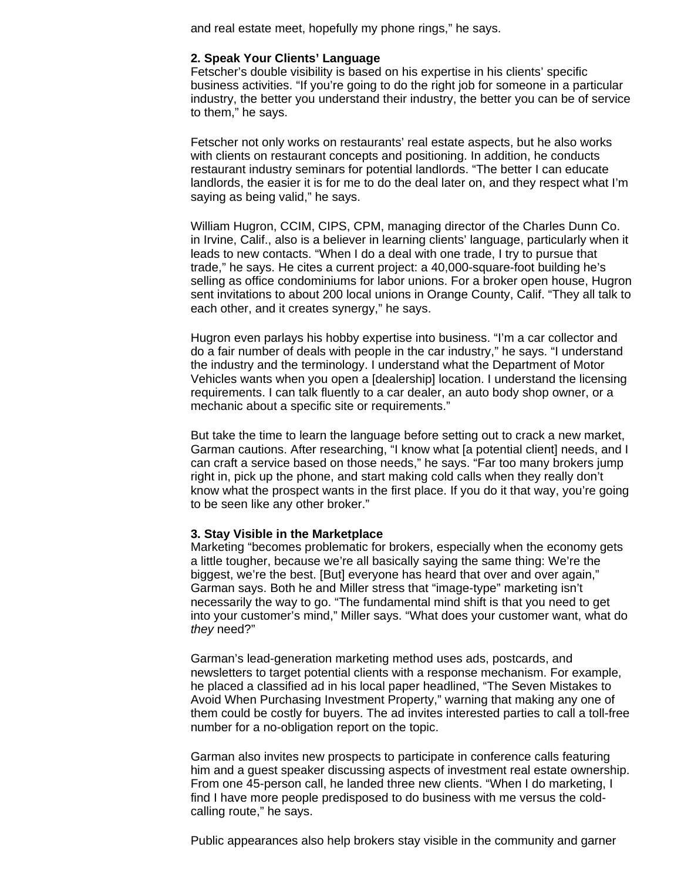and real estate meet, hopefully my phone rings," he says.

**2. Speak Your Clients' Language**

Fetscher's double visibility is based on his expertise in his clients' specific business activities. "If you're going to do the right job for someone in a particular industry, the better you understand their industry, the better you can be of service to them," he says.

Fetscher not only works on restaurants' real estate aspects, but he also works with clients on restaurant concepts and positioning. In addition, he conducts restaurant industry seminars for potential landlords. "The better I can educate landlords, the easier it is for me to do the deal later on, and they respect what I'm saying as being valid," he says.

William Hugron, CCIM, CIPS, CPM, managing director of the Charles Dunn Co. in Irvine, Calif., also is a believer in learning clients' language, particularly when it leads to new contacts. "When I do a deal with one trade, I try to pursue that trade," he says. He cites a current project: a 40,000-square-foot building he's selling as office condominiums for labor unions. For a broker open house, Hugron sent invitations to about 200 local unions in Orange County, Calif. "They all talk to each other, and it creates synergy," he says.

Hugron even parlays his hobby expertise into business. "I'm a car collector and do a fair number of deals with people in the car industry," he says. "I understand the industry and the terminology. I understand what the Department of Motor Vehicles wants when you open a [dealership] location. I understand the licensing requirements. I can talk fluently to a car dealer, an auto body shop owner, or a mechanic about a specific site or requirements."

But take the time to learn the language before setting out to crack a new market, Garman cautions. After researching, "I know what [a potential client] needs, and I can craft a service based on those needs," he says. "Far too many brokers jump right in, pick up the phone, and start making cold calls when they really don't know what the prospect wants in the first place. If you do it that way, you're going to be seen like any other broker."

**3. Stay Visible in the Marketplace**

Marketing "becomes problematic for brokers, especially when the economy gets a little tougher, because we're all basically saying the same thing: We're the biggest, we're the best. [But] everyone has heard that over and over again," Garman says. Both he and Miller stress that "image-type" marketing isn't necessarily the way to go. "The fundamental mind shift is that you need to get into your customer's mind," Miller says. "What does your customer want, what do *they* need?"

Garman's lead-generation marketing method uses ads, postcards, and newsletters to target potential clients with a response mechanism. For example, he placed a classified ad in his local paper headlined, "The Seven Mistakes to Avoid When Purchasing Investment Property," warning that making any one of them could be costly for buyers. The ad invites interested parties to call a toll-free number for a no-obligation report on the topic.

Garman also invites new prospects to participate in conference calls featuring him and a guest speaker discussing aspects of investment real estate ownership. From one 45-person call, he landed three new clients. "When I do marketing, I find I have more people predisposed to do business with me versus the cold-calling route," he says.

Public appearances also help brokers stay visible in the community and garner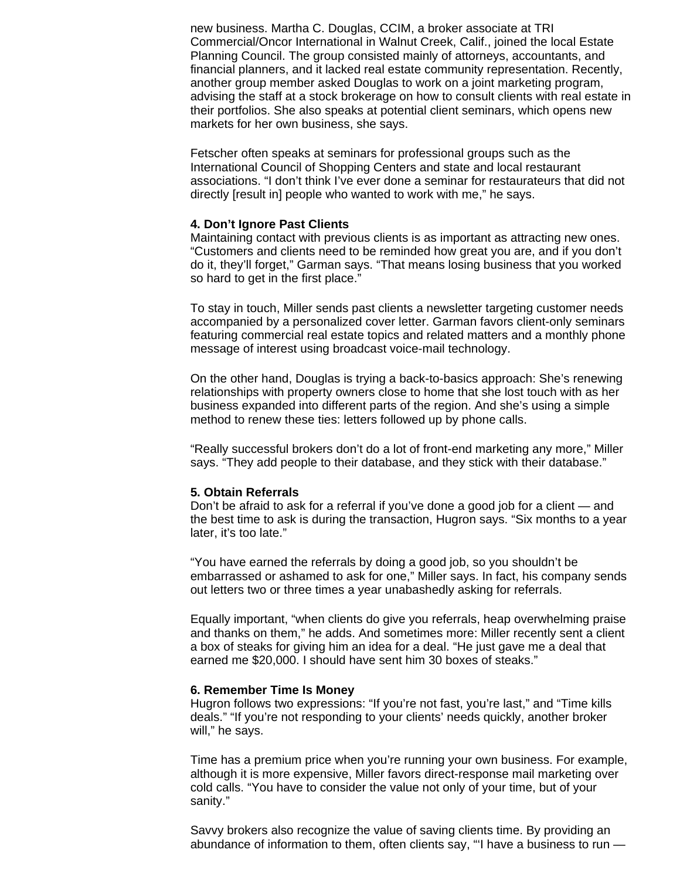new business. Martha C. Douglas, CCIM, a broker associate at TRI Commercial/Oncor International in Walnut Creek, Calif., joined the local Estate Planning Council. The group consisted mainly of attorneys, accountants, and financial planners, and it lacked real estate community representation. Recently, another group member asked Douglas to work on a joint marketing program, advising the staff at a stock brokerage on how to consult clients with real estate in their portfolios. She also speaks at potential client seminars, which opens new markets for her own business, she says.

Fetscher often speaks at seminars for professional groups such as the International Council of Shopping Centers and state and local restaurant associations. “I don’t think I’ve ever done a seminar for restaurateurs that did not directly [result in] people who wanted to work with me,” he says.

**4. Don’t Ignore Past Clients**

Maintaining contact with previous clients is as important as attracting new ones. “Customers and clients need to be reminded how great you are, and if you don’t do it, they’ll forget,” Garman says. “That means losing business that you worked so hard to get in the first place.”

To stay in touch, Miller sends past clients a newsletter targeting customer needs accompanied by a personalized cover letter. Garman favors client-only seminars featuring commercial real estate topics and related matters and a monthly phone message of interest using broadcast voice-mail technology.

On the other hand, Douglas is trying a back-to-basics approach: She’s renewing relationships with property owners close to home that she lost touch with as her business expanded into different parts of the region. And she’s using a simple method to renew these ties: letters followed up by phone calls.

“Really successful brokers don’t do a lot of front-end marketing any more,” Miller says. “They add people to their database, and they stick with their database.”

**5. Obtain Referrals**

Don’t be afraid to ask for a referral if you’ve done a good job for a client — and the best time to ask is during the transaction, Hugron says. “Six months to a year later, it’s too late.”

“You have earned the referrals by doing a good job, so you shouldn’t be embarrassed or ashamed to ask for one,” Miller says. In fact, his company sends out letters two or three times a year unabashedly asking for referrals.

Equally important, “when clients do give you referrals, heap overwhelming praise and thanks on them,” he adds. And sometimes more: Miller recently sent a client a box of steaks for giving him an idea for a deal. “He just gave me a deal that earned me $20,000. I should have sent him 30 boxes of steaks.”

**6. Remember Time Is Money**

Hugron follows two expressions: “If you’re not fast, you’re last,” and “Time kills deals.” “If you’re not responding to your clients’ needs quickly, another broker will,” he says.

Time has a premium price when you’re running your own business. For example, although it is more expensive, Miller favors direct-response mail marketing over cold calls. “You have to consider the value not only of your time, but of your sanity.”

Savvy brokers also recognize the value of saving clients time. By providing an abundance of information to them, often clients say, “‘I have a business to run —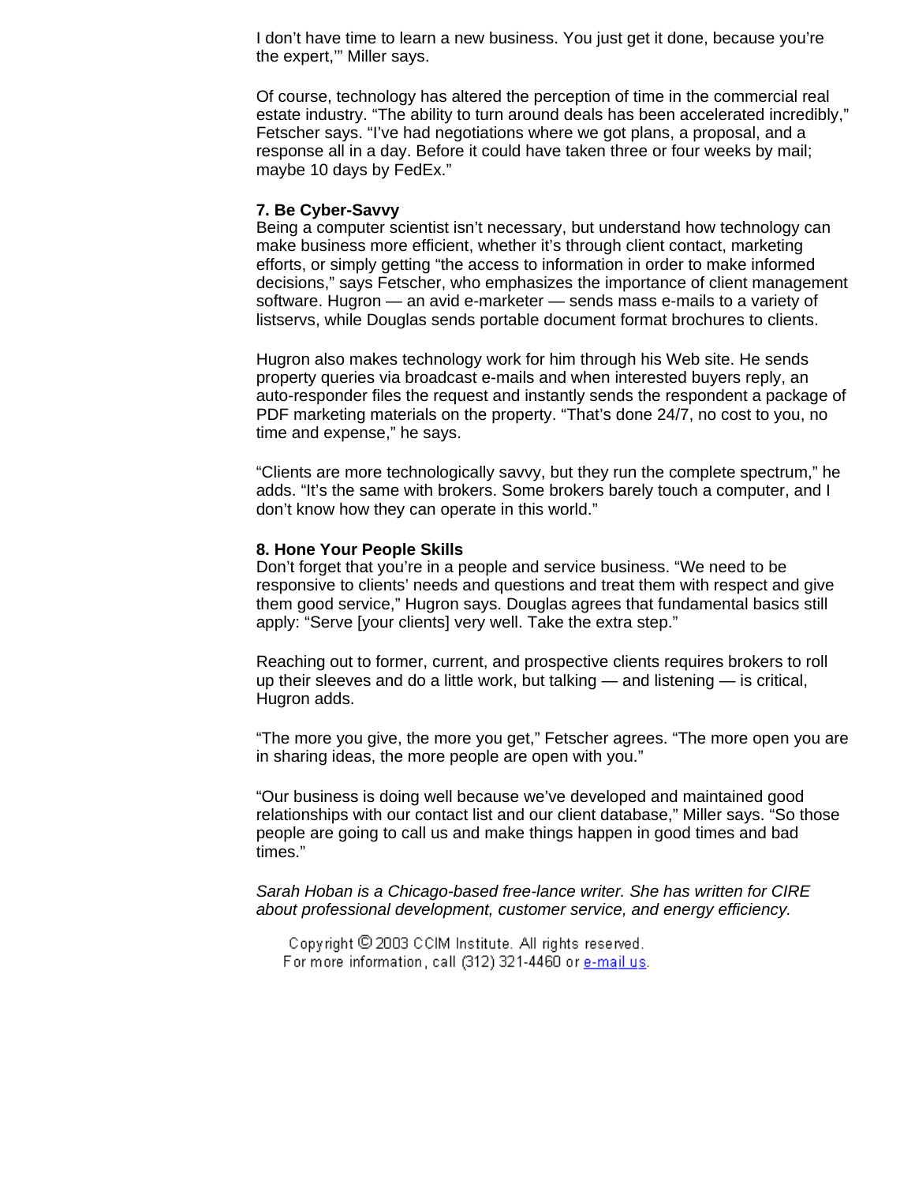I don't have time to learn a new business. You just get it done, because you're the expert,'" Miller says.

Of course, technology has altered the perception of time in the commercial real estate industry. "The ability to turn around deals has been accelerated incredibly," Fetscher says. "I've had negotiations where we got plans, a proposal, and a response all in a day. Before it could have taken three or four weeks by mail; maybe 10 days by FedEx."

**7. Be Cyber-Savvy**

Being a computer scientist isn't necessary, but understand how technology can make business more efficient, whether it's through client contact, marketing efforts, or simply getting "the access to information in order to make informed decisions," says Fetscher, who emphasizes the importance of client management software. Hugron — an avid e-marketer — sends mass e-mails to a variety of listservs, while Douglas sends portable document format brochures to clients.

Hugron also makes technology work for him through his Web site. He sends property queries via broadcast e-mails and when interested buyers reply, an auto-responder files the request and instantly sends the respondent a package of PDF marketing materials on the property. "That's done 24/7, no cost to you, no time and expense," he says.

"Clients are more technologically savvy, but they run the complete spectrum," he adds. "It's the same with brokers. Some brokers barely touch a computer, and I don't know how they can operate in this world."

**8. Hone Your People Skills**

Don't forget that you're in a people and service business. "We need to be responsive to clients' needs and questions and treat them with respect and give them good service," Hugron says. Douglas agrees that fundamental basics still apply: "Serve [your clients] very well. Take the extra step."

Reaching out to former, current, and prospective clients requires brokers to roll up their sleeves and do a little work, but talking — and listening — is critical, Hugron adds.

"The more you give, the more you get," Fetscher agrees. "The more open you are in sharing ideas, the more people are open with you."

"Our business is doing well because we've developed and maintained good relationships with our contact list and our client database," Miller says. "So those people are going to call us and make things happen in good times and bad times."

*Sarah Hoban is a Chicago-based free-lance writer. She has written for CIRE about professional development, customer service, and energy efficiency.*

Copyright © 2003 CCIM Institute. All rights reserved.
For more information, call (312) 321-4460 or e-mail us.